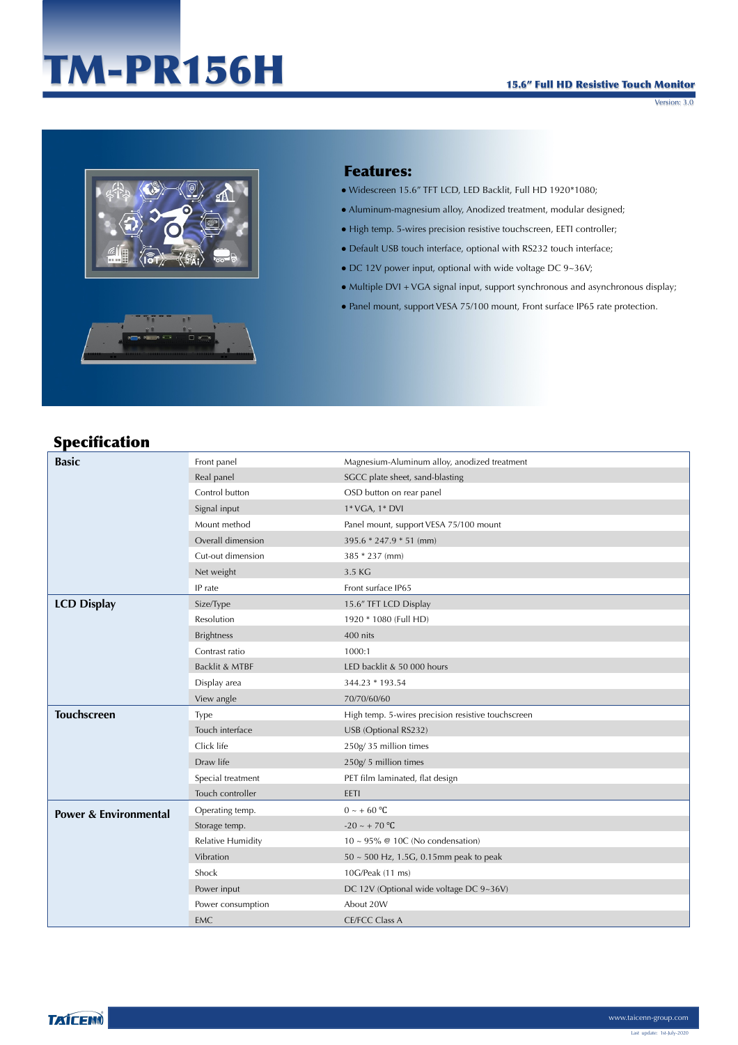# TM-PR156H

**15.6" Full HD Resistive Touch Monitor**

Version: 3.0

## Features:

- Widescreen 15.6" TFT LCD, LED Backlit, Full HD 1920*1080;
- Aluminum-magnesium alloy, Anodized treatment, modular designed;
- High temp. 5-wires precision resistive touchscreen, EETI controller;
- Default USB touch interface, optional with RS232 touch interface;
- DC 12V power input, optional with wide voltage DC 9~36V;
- Multiple DVI + VGA signal input, support synchronous and asynchronous display;
- Panel mount, support VESA 75/100 mount, Front surface IP65 rate protection.

## Specification

| | | |
|---|---|---|
| **Basic** | Front panel | Magnesium-Aluminum alloy, anodized treatment |
| | Real panel | SGCC plate sheet, sand-blasting |
| | Control button | OSD button on rear panel |
| | Signal input | 1* VGA, 1* DVI |
| | Mount method | Panel mount, support VESA 75/100 mount |
| | Overall dimension | 395.6 * 247.9 * 51 (mm) |
| | Cut-out dimension | 385 * 237 (mm) |
| | Net weight | 3.5 KG |
| | IP rate | Front surface IP65 |
| **LCD Display** | Size/Type | 15.6" TFT LCD Display |
| | Resolution | 1920 * 1080 (Full HD) |
| | Brightness | 400 nits |
| | Contrast ratio | 1000:1 |
| | Backlit & MTBF | LED backlit & 50 000 hours |
| | Display area | 344.23 * 193.54 |
| | View angle | 70/70/60/60 |
| **Touchscreen** | Type | High temp. 5-wires precision resistive touchscreen |
| | Touch interface | USB (Optional RS232) |
| | Click life | 250g/ 35 million times |
| | Draw life | 250g/ 5 million times |
| | Special treatment | PET film laminated, flat design |
| | Touch controller | EETI |
| **Power & Environmental** | Operating temp. | 0 ~ + 60 ℃ |
| | Storage temp. | -20 ~ + 70 ℃ |
| | Relative Humidity | 10 ~ 95% @ 10C (No condensation) |
| | Vibration | 50 ~ 500 Hz, 1.5G, 0.15mm peak to peak |
| | Shock | 10G/Peak (11 ms) |
| | Power input | DC 12V (Optional wide voltage DC 9~36V) |
| | Power consumption | About 20W |
| | EMC | CE/FCC Class A |

TAICENN www.taicenn-group.com

Last update: 1st-July-2020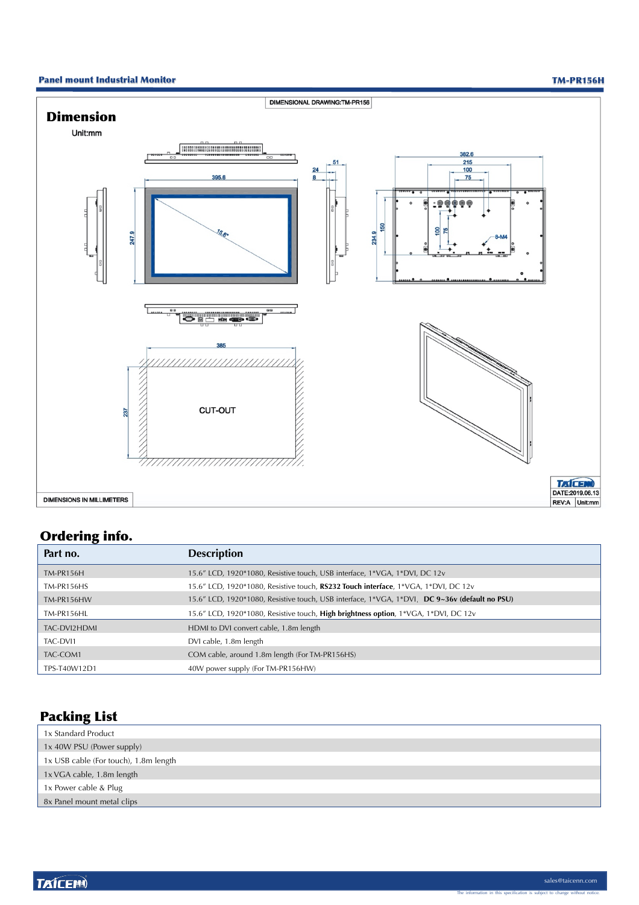## Dimension

Unit:mm

DIMENSIONAL DRAWING:TM-PR156

395.6

247.9

15.6"

24

51

8

382.6

215

100

75

150

234.9

100

75

8-M4

385

237

CUT-OUT

DIMENSIONS IN MILLIMETERS

DATE:2019.06.13

REV:A Unit:mm

## Ordering info.

| Part no. | Description |
|---|---|
| TM-PR156H | 15.6" LCD, 1920*1080, Resistive touch, USB interface, 1*VGA, 1*DVI, DC 12v |
| TM-PR156HS | 15.6" LCD, 1920*1080, Resistive touch, **RS232 Touch interface**, 1*VGA, 1*DVI, DC 12v |
| TM-PR156HW | 15.6" LCD, 1920*1080, Resistive touch, USB interface, 1*VGA, 1*DVI, **DC 9~36v (default no PSU)** |
| TM-PR156HL | 15.6" LCD, 1920*1080, Resistive touch, **High brightness option**, 1*VGA, 1*DVI, DC 12v |
| TAC-DVI2HDMI | HDMI to DVI convert cable, 1.8m length |
| TAC-DVI1 | DVI cable, 1.8m length |
| TAC-COM1 | COM cable, around 1.8m length (For TM-PR156HS) |
| TPS-T40W12D1 | 40W power supply (For TM-PR156HW) |

## Packing List

| |
|---|
| 1x Standard Product |
| 1x 40W PSU (Power supply) |
| 1x USB cable (For touch), 1.8m length |
| 1x VGA cable, 1.8m length |
| 1x Power cable & Plug |
| 8x Panel mount metal clips |

sales@taicenn.com

The information in this specification is subject to change without notice.